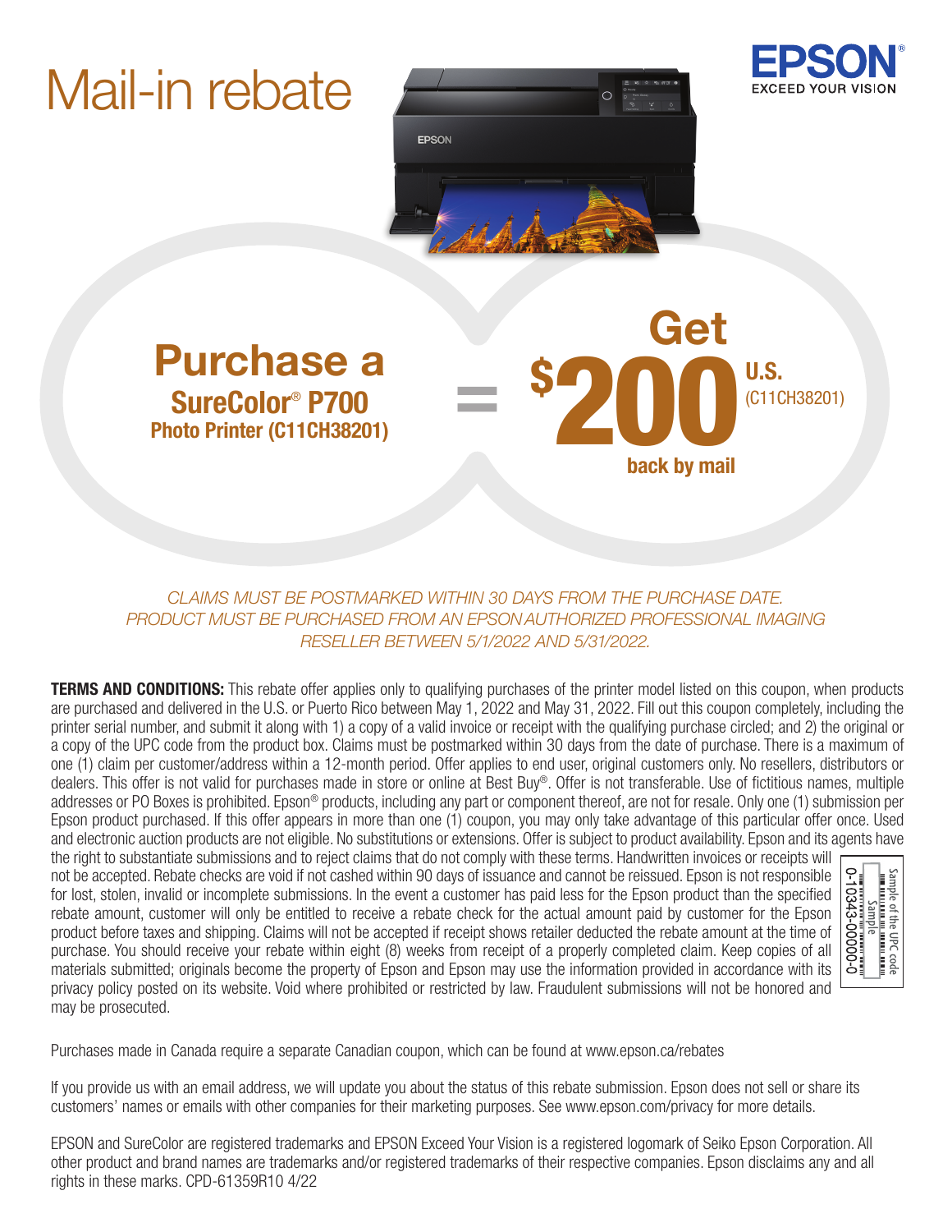# Mail-in rebate

EPSON
EXCEED YOUR VISION

## Purchase a

**SureColor® P700**
**Photo Printer (C11CH38201)**

=

## Get $200 U.S. (C11CH38201) back by mail

*CLAIMS MUST BE POSTMARKED WITHIN 30 DAYS FROM THE PURCHASE DATE. PRODUCT MUST BE PURCHASED FROM AN EPSON AUTHORIZED PROFESSIONAL IMAGING RESELLER BETWEEN 5/1/2022 AND 5/31/2022.*

**TERMS AND CONDITIONS:** This rebate offer applies only to qualifying purchases of the printer model listed on this coupon, when products are purchased and delivered in the U.S. or Puerto Rico between May 1, 2022 and May 31, 2022. Fill out this coupon completely, including the printer serial number, and submit it along with 1) a copy of a valid invoice or receipt with the qualifying purchase circled; and 2) the original or a copy of the UPC code from the product box. Claims must be postmarked within 30 days from the date of purchase. There is a maximum of one (1) claim per customer/address within a 12-month period. Offer applies to end user, original customers only. No resellers, distributors or dealers. This offer is not valid for purchases made in store or online at Best Buy®. Offer is not transferable. Use of fictitious names, multiple addresses or PO Boxes is prohibited. Epson® products, including any part or component thereof, are not for resale. Only one (1) submission per Epson product purchased. If this offer appears in more than one (1) coupon, you may only take advantage of this particular offer once. Used and electronic auction products are not eligible. No substitutions or extensions. Offer is subject to product availability. Epson and its agents have the right to substantiate submissions and to reject claims that do not comply with these terms. Handwritten invoices or receipts will not be accepted. Rebate checks are void if not cashed within 90 days of issuance and cannot be reissued. Epson is not responsible for lost, stolen, invalid or incomplete submissions. In the event a customer has paid less for the Epson product than the specified rebate amount, customer will only be entitled to receive a rebate check for the actual amount paid by customer for the Epson product before taxes and shipping. Claims will not be accepted if receipt shows retailer deducted the rebate amount at the time of purchase. You should receive your rebate within eight (8) weeks from receipt of a properly completed claim. Keep copies of all materials submitted; originals become the property of Epson and Epson may use the information provided in accordance with its privacy policy posted on its website. Void where prohibited or restricted by law. Fraudulent submissions will not be honored and may be prosecuted.

Sample of the UPC code
Sample
0-10343-00000-0

Purchases made in Canada require a separate Canadian coupon, which can be found at www.epson.ca/rebates

If you provide us with an email address, we will update you about the status of this rebate submission. Epson does not sell or share its customers' names or emails with other companies for their marketing purposes. See www.epson.com/privacy for more details.

EPSON and SureColor are registered trademarks and EPSON Exceed Your Vision is a registered logomark of Seiko Epson Corporation. All other product and brand names are trademarks and/or registered trademarks of their respective companies. Epson disclaims any and all rights in these marks. CPD-61359R10 4/22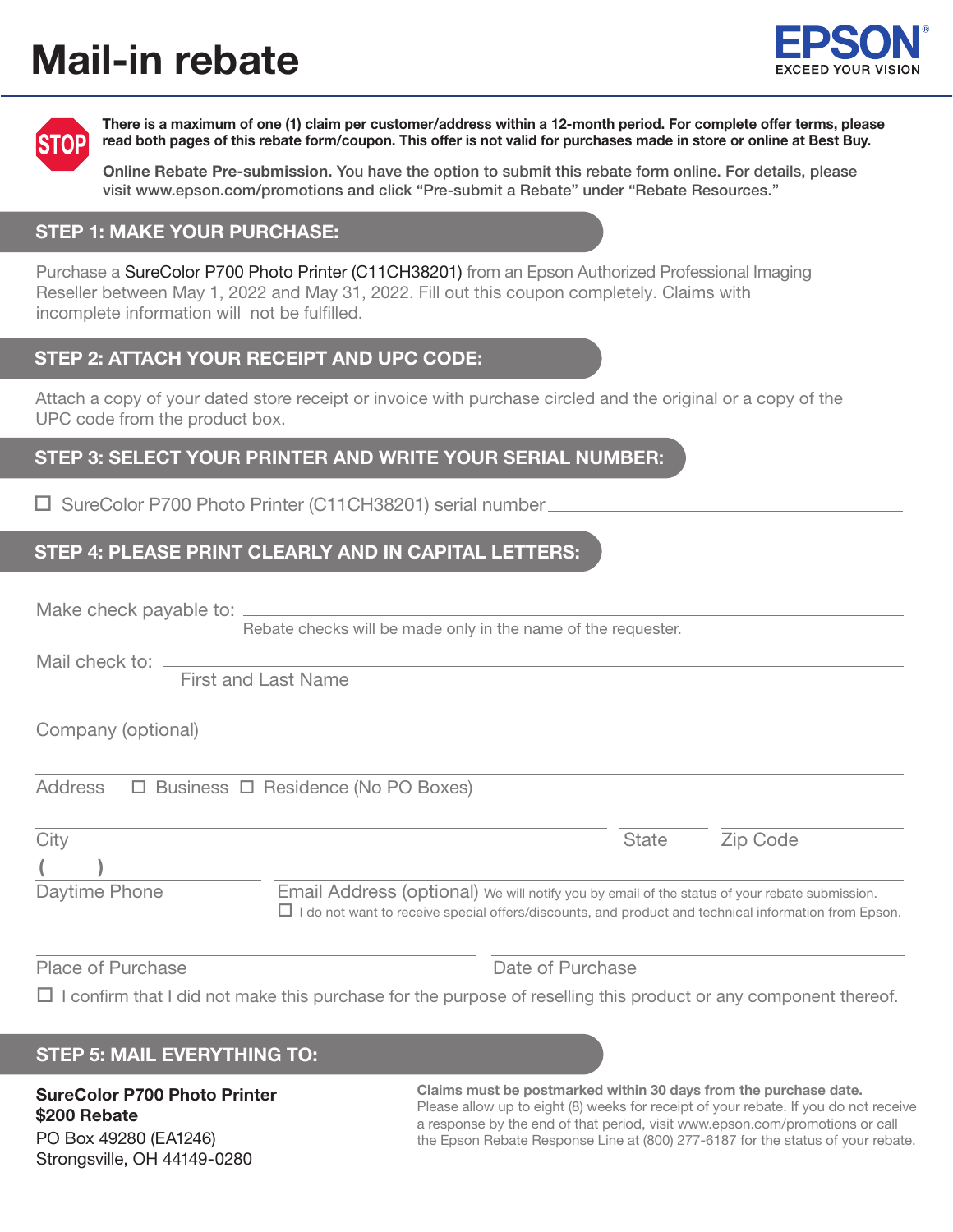# Mail-in rebate

EPSON
EXCEED YOUR VISION

STOP

**There is a maximum of one (1) claim per customer/address within a 12-month period. For complete offer terms, please read both pages of this rebate form/coupon. This offer is not valid for purchases made in store or online at Best Buy.**

**Online Rebate Pre-submission.** You have the option to submit this rebate form online. For details, please visit www.epson.com/promotions and click "Pre-submit a Rebate" under "Rebate Resources."

## STEP 1: MAKE YOUR PURCHASE:

Purchase a SureColor P700 Photo Printer (C11CH38201) from an Epson Authorized Professional Imaging Reseller between May 1, 2022 and May 31, 2022. Fill out this coupon completely. Claims with incomplete information will not be fulfilled.

## STEP 2: ATTACH YOUR RECEIPT AND UPC CODE:

Attach a copy of your dated store receipt or invoice with purchase circled and the original or a copy of the UPC code from the product box.

## STEP 3: SELECT YOUR PRINTER AND WRITE YOUR SERIAL NUMBER:

☐ SureColor P700 Photo Printer (C11CH38201) serial number ____________________

## STEP 4: PLEASE PRINT CLEARLY AND IN CAPITAL LETTERS:

Make check payable to: ____________________
Rebate checks will be made only in the name of the requester.

Mail check to: ____________________
First and Last Name

____________________
Company (optional)

____________________
Address ☐ Business ☐ Residence (No PO Boxes)

____________________
City | State | Zip Code

( )
Daytime Phone

Email Address (optional) We will notify you by email of the status of your rebate submission.
☐ I do not want to receive special offers/discounts, and product and technical information from Epson.

Place of Purchase | Date of Purchase

☐ I confirm that I did not make this purchase for the purpose of reselling this product or any component thereof.

## STEP 5: MAIL EVERYTHING TO:

**SureColor P700 Photo Printer**
**$200 Rebate**
PO Box 49280 (EA1246)
Strongsville, OH 44149-0280

**Claims must be postmarked within 30 days from the purchase date.**
Please allow up to eight (8) weeks for receipt of your rebate. If you do not receive a response by the end of that period, visit www.epson.com/promotions or call the Epson Rebate Response Line at (800) 277-6187 for the status of your rebate.